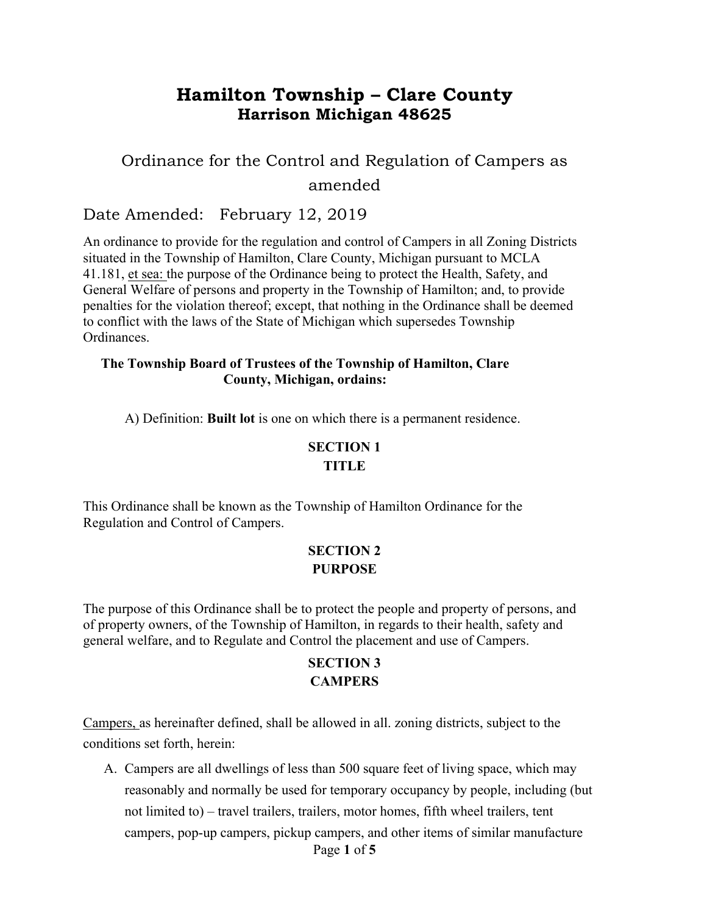# Hamilton Township – Clare County

## Harrison Michigan 48625

Ordinance for the Control and Regulation of Campers as amended

Date Amended: February 12, 2019

An ordinance to provide for the regulation and control of Campers in all Zoning Districts situated in the Township of Hamilton, Clare County, Michigan pursuant to MCLA 41.181, et sea: the purpose of the Ordinance being to protect the Health, Safety, and General Welfare of persons and property in the Township of Hamilton; and, to provide penalties for the violation thereof; except, that nothing in the Ordinance shall be deemed to conflict with the laws of the State of Michigan which supersedes Township Ordinances.

**The Township Board of Trustees of the Township of Hamilton, Clare County, Michigan, ordains:**

A) Definition: **Built lot** is one on which there is a permanent residence.

### SECTION 1
### TITLE

This Ordinance shall be known as the Township of Hamilton Ordinance for the Regulation and Control of Campers.

### SECTION 2
### PURPOSE

The purpose of this Ordinance shall be to protect the people and property of persons, and of property owners, of the Township of Hamilton, in regards to their health, safety and general welfare, and to Regulate and Control the placement and use of Campers.

### SECTION 3
### CAMPERS

Campers, as hereinafter defined, shall be allowed in all. zoning districts, subject to the conditions set forth, herein:

A. Campers are all dwellings of less than 500 square feet of living space, which may reasonably and normally be used for temporary occupancy by people, including (but not limited to) – travel trailers, trailers, motor homes, fifth wheel trailers, tent campers, pop-up campers, pickup campers, and other items of similar manufacture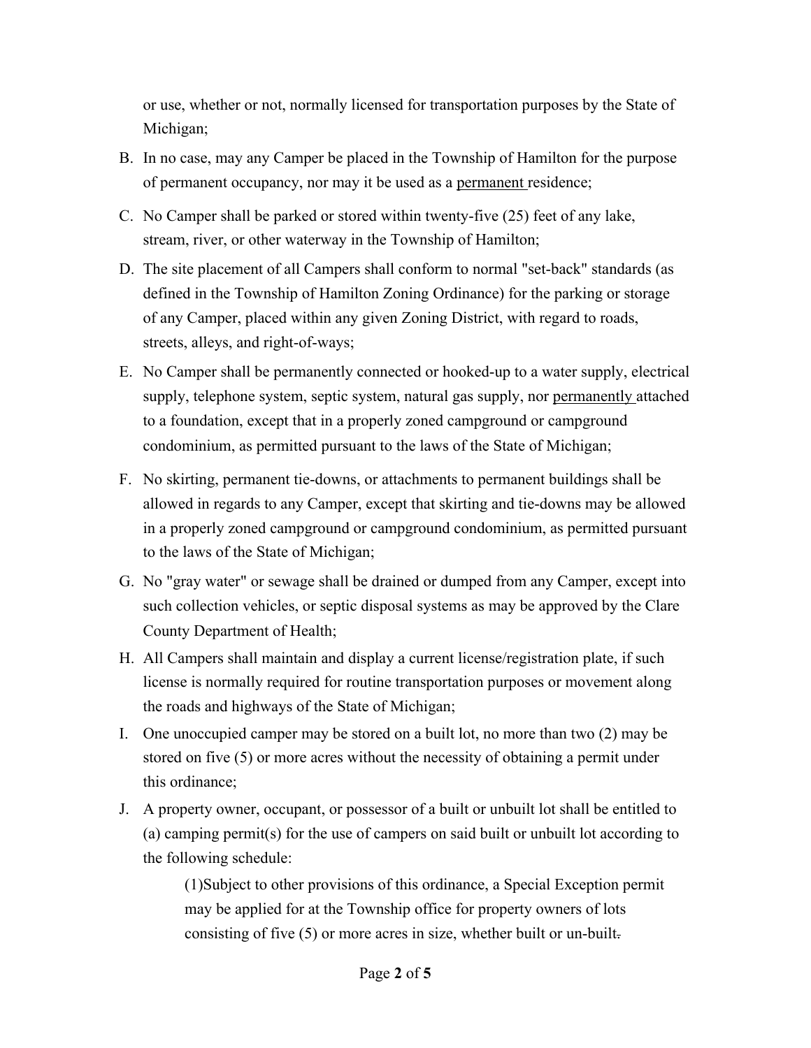or use, whether or not, normally licensed for transportation purposes by the State of Michigan;

B. In no case, may any Camper be placed in the Township of Hamilton for the purpose of permanent occupancy, nor may it be used as a permanent residence;

C. No Camper shall be parked or stored within twenty-five (25) feet of any lake, stream, river, or other waterway in the Township of Hamilton;

D. The site placement of all Campers shall conform to normal "set-back" standards (as defined in the Township of Hamilton Zoning Ordinance) for the parking or storage of any Camper, placed within any given Zoning District, with regard to roads, streets, alleys, and right-of-ways;

E. No Camper shall be permanently connected or hooked-up to a water supply, electrical supply, telephone system, septic system, natural gas supply, nor permanently attached to a foundation, except that in a properly zoned campground or campground condominium, as permitted pursuant to the laws of the State of Michigan;

F. No skirting, permanent tie-downs, or attachments to permanent buildings shall be allowed in regards to any Camper, except that skirting and tie-downs may be allowed in a properly zoned campground or campground condominium, as permitted pursuant to the laws of the State of Michigan;

G. No "gray water" or sewage shall be drained or dumped from any Camper, except into such collection vehicles, or septic disposal systems as may be approved by the Clare County Department of Health;

H. All Campers shall maintain and display a current license/registration plate, if such license is normally required for routine transportation purposes or movement along the roads and highways of the State of Michigan;

I. One unoccupied camper may be stored on a built lot, no more than two (2) may be stored on five (5) or more acres without the necessity of obtaining a permit under this ordinance;

J. A property owner, occupant, or possessor of a built or unbuilt lot shall be entitled to (a) camping permit(s) for the use of campers on said built or unbuilt lot according to the following schedule:

   (1)Subject to other provisions of this ordinance, a Special Exception permit may be applied for at the Township office for property owners of lots consisting of five (5) or more acres in size, whether built or un-built.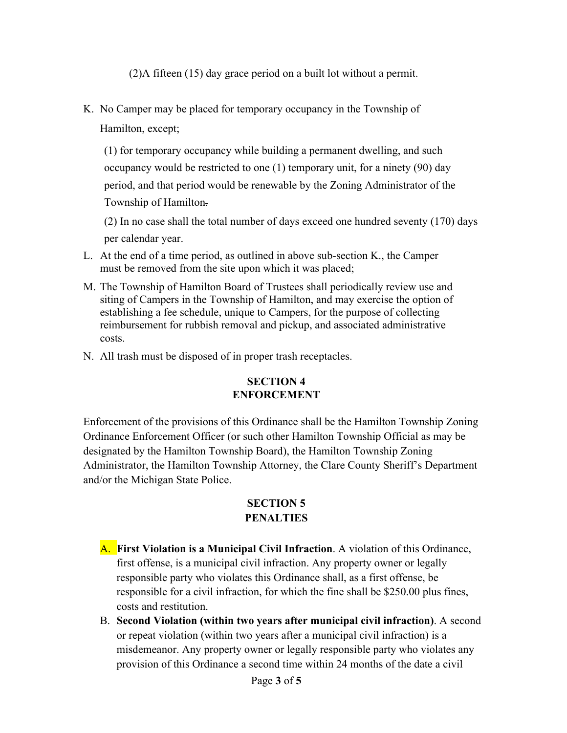(2)A fifteen (15) day grace period on a built lot without a permit.

K. No Camper may be placed for temporary occupancy in the Township of Hamilton, except;

   (1) for temporary occupancy while building a permanent dwelling, and such occupancy would be restricted to one (1) temporary unit, for a ninety (90) day period, and that period would be renewable by the Zoning Administrator of the Township of Hamilton.

   (2) In no case shall the total number of days exceed one hundred seventy (170) days per calendar year.

L. At the end of a time period, as outlined in above sub-section K., the Camper must be removed from the site upon which it was placed;

M. The Township of Hamilton Board of Trustees shall periodically review use and siting of Campers in the Township of Hamilton, and may exercise the option of establishing a fee schedule, unique to Campers, for the purpose of collecting reimbursement for rubbish removal and pickup, and associated administrative costs.

N. All trash must be disposed of in proper trash receptacles.

## SECTION 4
## ENFORCEMENT

Enforcement of the provisions of this Ordinance shall be the Hamilton Township Zoning Ordinance Enforcement Officer (or such other Hamilton Township Official as may be designated by the Hamilton Township Board), the Hamilton Township Zoning Administrator, the Hamilton Township Attorney, the Clare County Sheriff's Department and/or the Michigan State Police.

## SECTION 5
## PENALTIES

A. **First Violation is a Municipal Civil Infraction**. A violation of this Ordinance, first offense, is a municipal civil infraction. Any property owner or legally responsible party who violates this Ordinance shall, as a first offense, be responsible for a civil infraction, for which the fine shall be $250.00 plus fines, costs and restitution.

B. **Second Violation (within two years after municipal civil infraction)**. A second or repeat violation (within two years after a municipal civil infraction) is a misdemeanor. Any property owner or legally responsible party who violates any provision of this Ordinance a second time within 24 months of the date a civil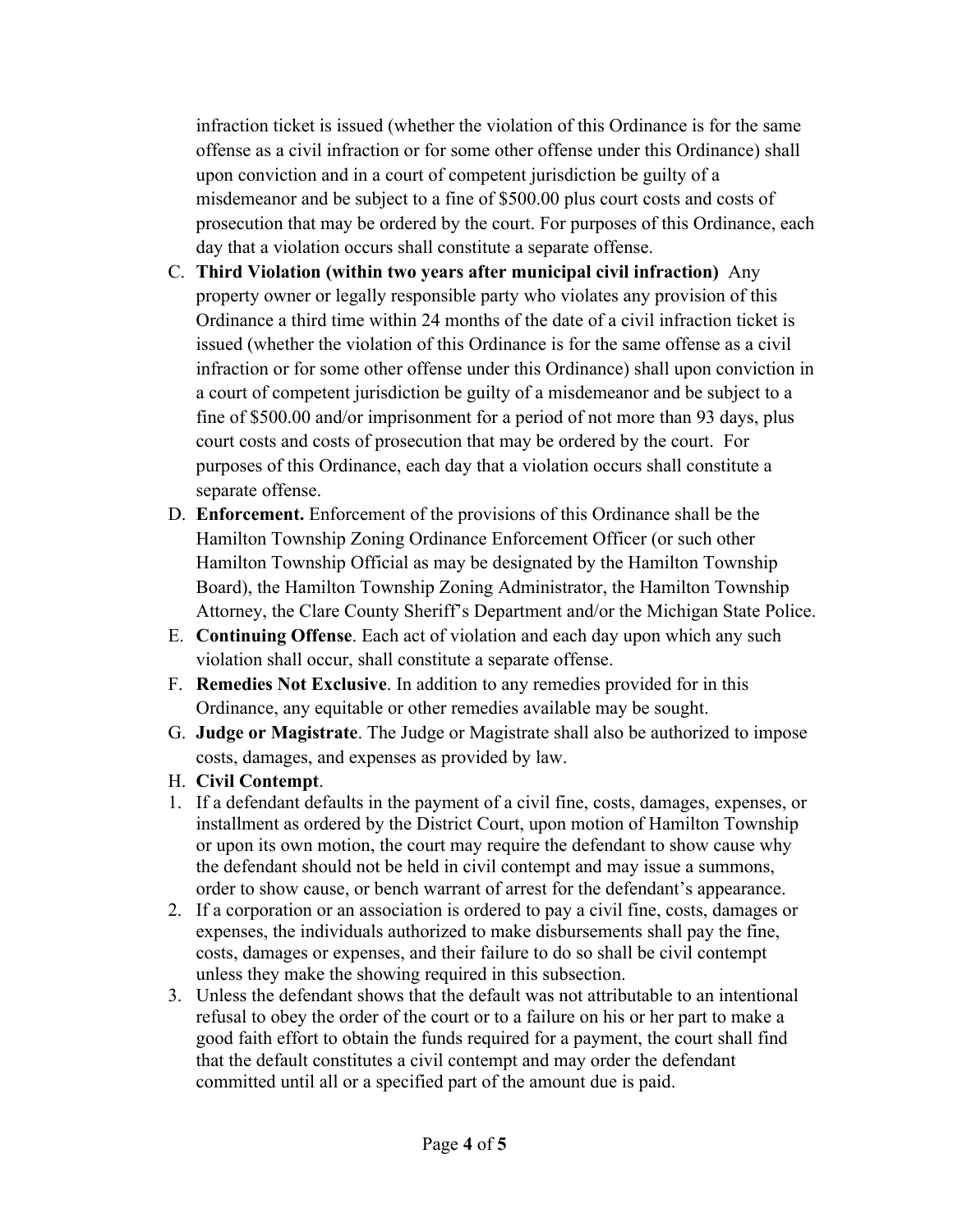infraction ticket is issued (whether the violation of this Ordinance is for the same offense as a civil infraction or for some other offense under this Ordinance) shall upon conviction and in a court of competent jurisdiction be guilty of a misdemeanor and be subject to a fine of $500.00 plus court costs and costs of prosecution that may be ordered by the court. For purposes of this Ordinance, each day that a violation occurs shall constitute a separate offense.

C. **Third Violation (within two years after municipal civil infraction)** Any property owner or legally responsible party who violates any provision of this Ordinance a third time within 24 months of the date of a civil infraction ticket is issued (whether the violation of this Ordinance is for the same offense as a civil infraction or for some other offense under this Ordinance) shall upon conviction in a court of competent jurisdiction be guilty of a misdemeanor and be subject to a fine of $500.00 and/or imprisonment for a period of not more than 93 days, plus court costs and costs of prosecution that may be ordered by the court. For purposes of this Ordinance, each day that a violation occurs shall constitute a separate offense.

D. **Enforcement.** Enforcement of the provisions of this Ordinance shall be the Hamilton Township Zoning Ordinance Enforcement Officer (or such other Hamilton Township Official as may be designated by the Hamilton Township Board), the Hamilton Township Zoning Administrator, the Hamilton Township Attorney, the Clare County Sheriff's Department and/or the Michigan State Police.

E. **Continuing Offense**. Each act of violation and each day upon which any such violation shall occur, shall constitute a separate offense.

F. **Remedies Not Exclusive**. In addition to any remedies provided for in this Ordinance, any equitable or other remedies available may be sought.

G. **Judge or Magistrate**. The Judge or Magistrate shall also be authorized to impose costs, damages, and expenses as provided by law.

H. **Civil Contempt**.

1. If a defendant defaults in the payment of a civil fine, costs, damages, expenses, or installment as ordered by the District Court, upon motion of Hamilton Township or upon its own motion, the court may require the defendant to show cause why the defendant should not be held in civil contempt and may issue a summons, order to show cause, or bench warrant of arrest for the defendant's appearance.
2. If a corporation or an association is ordered to pay a civil fine, costs, damages or expenses, the individuals authorized to make disbursements shall pay the fine, costs, damages or expenses, and their failure to do so shall be civil contempt unless they make the showing required in this subsection.
3. Unless the defendant shows that the default was not attributable to an intentional refusal to obey the order of the court or to a failure on his or her part to make a good faith effort to obtain the funds required for a payment, the court shall find that the default constitutes a civil contempt and may order the defendant committed until all or a specified part of the amount due is paid.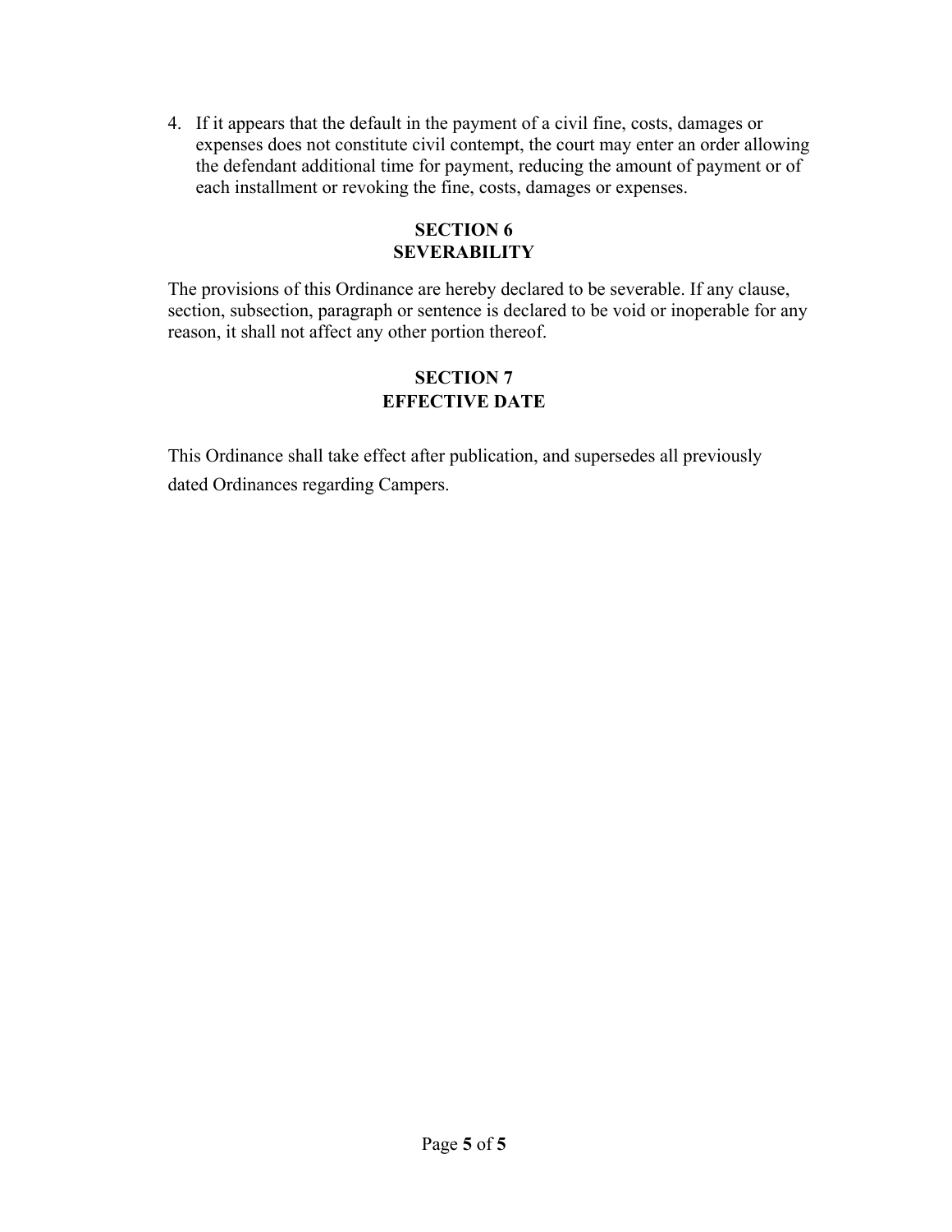4. If it appears that the default in the payment of a civil fine, costs, damages or expenses does not constitute civil contempt, the court may enter an order allowing the defendant additional time for payment, reducing the amount of payment or of each installment or revoking the fine, costs, damages or expenses.

## SECTION 6
## SEVERABILITY

The provisions of this Ordinance are hereby declared to be severable. If any clause, section, subsection, paragraph or sentence is declared to be void or inoperable for any reason, it shall not affect any other portion thereof.

## SECTION 7
## EFFECTIVE DATE

This Ordinance shall take effect after publication, and supersedes all previously dated Ordinances regarding Campers.